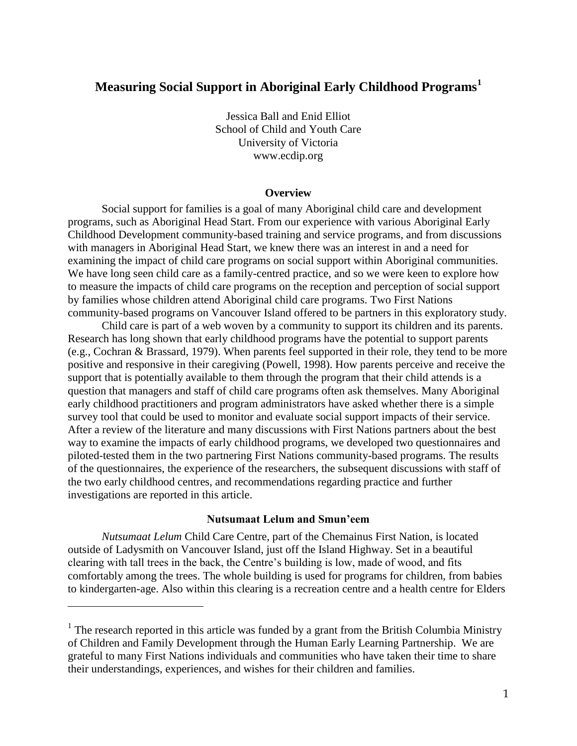# Measuring Social Support in Aboriginal Early Childhood Programs[1]

Jessica Ball and Enid Elliot
School of Child and Youth Care
University of Victoria
www.ecdip.org

## Overview

Social support for families is a goal of many Aboriginal child care and development programs, such as Aboriginal Head Start. From our experience with various Aboriginal Early Childhood Development community-based training and service programs, and from discussions with managers in Aboriginal Head Start, we knew there was an interest in and a need for examining the impact of child care programs on social support within Aboriginal communities. We have long seen child care as a family-centred practice, and so we were keen to explore how to measure the impacts of child care programs on the reception and perception of social support by families whose children attend Aboriginal child care programs. Two First Nations community-based programs on Vancouver Island offered to be partners in this exploratory study.

Child care is part of a web woven by a community to support its children and its parents. Research has long shown that early childhood programs have the potential to support parents (e.g., Cochran & Brassard, 1979). When parents feel supported in their role, they tend to be more positive and responsive in their caregiving (Powell, 1998). How parents perceive and receive the support that is potentially available to them through the program that their child attends is a question that managers and staff of child care programs often ask themselves. Many Aboriginal early childhood practitioners and program administrators have asked whether there is a simple survey tool that could be used to monitor and evaluate social support impacts of their service. After a review of the literature and many discussions with First Nations partners about the best way to examine the impacts of early childhood programs, we developed two questionnaires and piloted-tested them in the two partnering First Nations community-based programs. The results of the questionnaires, the experience of the researchers, the subsequent discussions with staff of the two early childhood centres, and recommendations regarding practice and further investigations are reported in this article.

### Nutsumaat Lelum and Smun'eem

*Nutsumaat Lelum* Child Care Centre, part of the Chemainus First Nation, is located outside of Ladysmith on Vancouver Island, just off the Island Highway. Set in a beautiful clearing with tall trees in the back, the Centre's building is low, made of wood, and fits comfortably among the trees. The whole building is used for programs for children, from babies to kindergarten-age. Also within this clearing is a recreation centre and a health centre for Elders

---

[1] The research reported in this article was funded by a grant from the British Columbia Ministry of Children and Family Development through the Human Early Learning Partnership. We are grateful to many First Nations individuals and communities who have taken their time to share their understandings, experiences, and wishes for their children and families.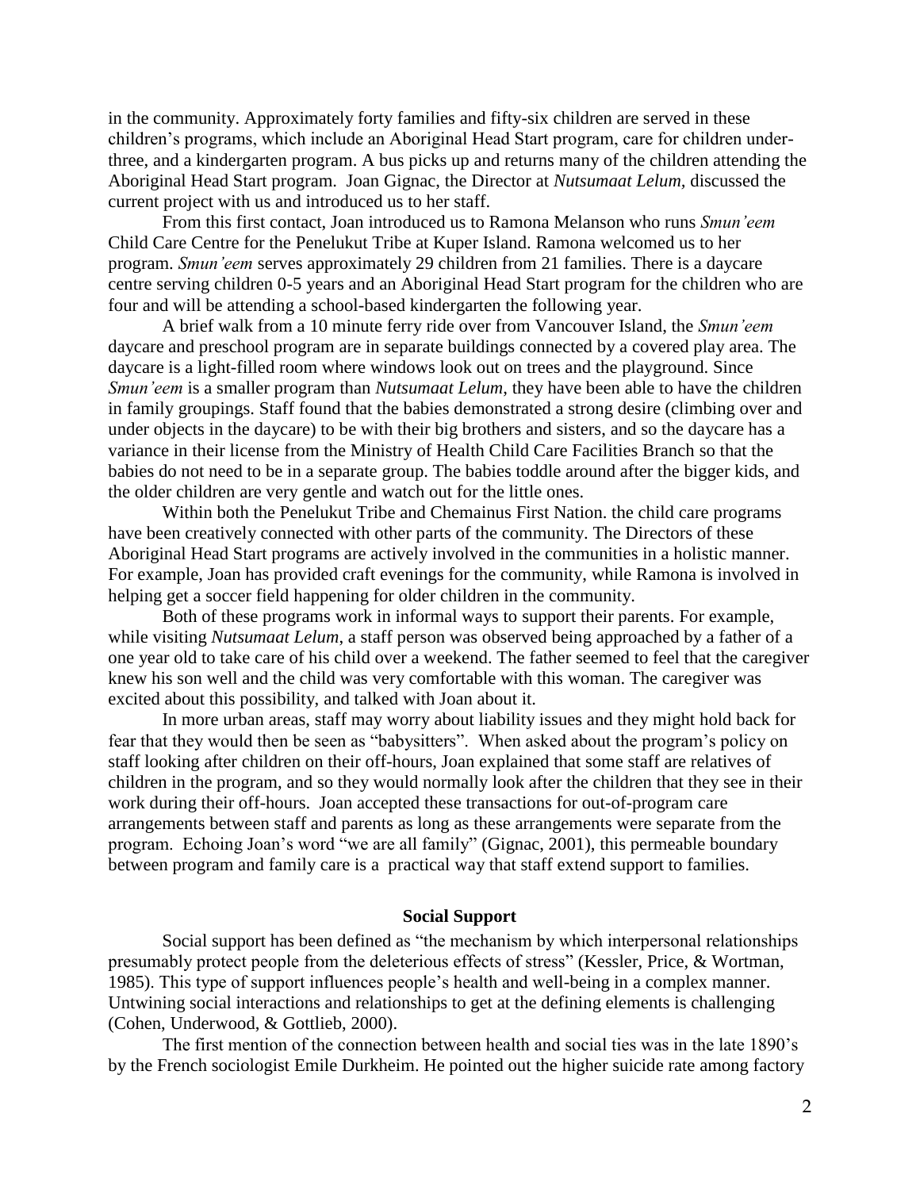in the community. Approximately forty families and fifty-six children are served in these children's programs, which include an Aboriginal Head Start program, care for children under-three, and a kindergarten program. A bus picks up and returns many of the children attending the Aboriginal Head Start program. Joan Gignac, the Director at *Nutsumaat Lelum*, discussed the current project with us and introduced us to her staff.

From this first contact, Joan introduced us to Ramona Melanson who runs *Smun'eem* Child Care Centre for the Penelukut Tribe at Kuper Island. Ramona welcomed us to her program. *Smun'eem* serves approximately 29 children from 21 families. There is a daycare centre serving children 0-5 years and an Aboriginal Head Start program for the children who are four and will be attending a school-based kindergarten the following year.

A brief walk from a 10 minute ferry ride over from Vancouver Island, the *Smun'eem* daycare and preschool program are in separate buildings connected by a covered play area. The daycare is a light-filled room where windows look out on trees and the playground. Since *Smun'eem* is a smaller program than *Nutsumaat Lelum*, they have been able to have the children in family groupings. Staff found that the babies demonstrated a strong desire (climbing over and under objects in the daycare) to be with their big brothers and sisters, and so the daycare has a variance in their license from the Ministry of Health Child Care Facilities Branch so that the babies do not need to be in a separate group. The babies toddle around after the bigger kids, and the older children are very gentle and watch out for the little ones.

Within both the Penelukut Tribe and Chemainus First Nation. the child care programs have been creatively connected with other parts of the community. The Directors of these Aboriginal Head Start programs are actively involved in the communities in a holistic manner. For example, Joan has provided craft evenings for the community, while Ramona is involved in helping get a soccer field happening for older children in the community.

Both of these programs work in informal ways to support their parents. For example, while visiting *Nutsumaat Lelum*, a staff person was observed being approached by a father of a one year old to take care of his child over a weekend. The father seemed to feel that the caregiver knew his son well and the child was very comfortable with this woman. The caregiver was excited about this possibility, and talked with Joan about it.

In more urban areas, staff may worry about liability issues and they might hold back for fear that they would then be seen as "babysitters". When asked about the program's policy on staff looking after children on their off-hours, Joan explained that some staff are relatives of children in the program, and so they would normally look after the children that they see in their work during their off-hours. Joan accepted these transactions for out-of-program care arrangements between staff and parents as long as these arrangements were separate from the program. Echoing Joan's word "we are all family" (Gignac, 2001), this permeable boundary between program and family care is a practical way that staff extend support to families.

## Social Support

Social support has been defined as "the mechanism by which interpersonal relationships presumably protect people from the deleterious effects of stress" (Kessler, Price, & Wortman, 1985). This type of support influences people's health and well-being in a complex manner. Untwining social interactions and relationships to get at the defining elements is challenging (Cohen, Underwood, & Gottlieb, 2000).

The first mention of the connection between health and social ties was in the late 1890's by the French sociologist Emile Durkheim. He pointed out the higher suicide rate among factory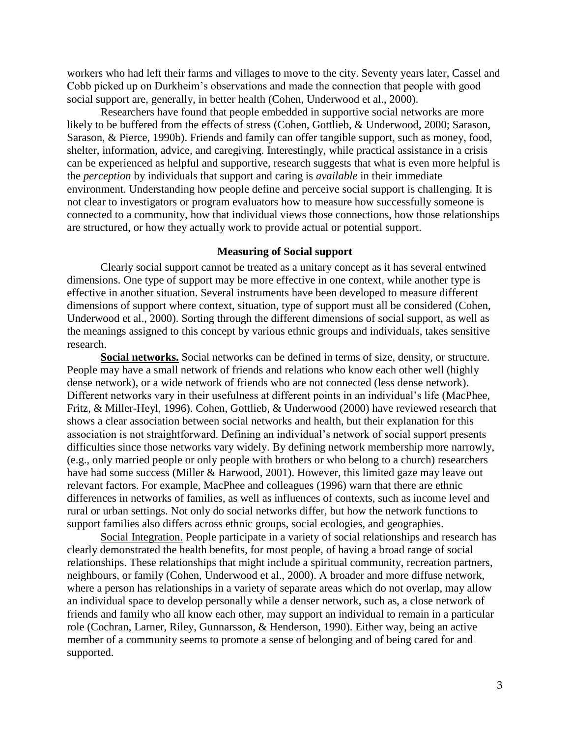workers who had left their farms and villages to move to the city. Seventy years later, Cassel and Cobb picked up on Durkheim's observations and made the connection that people with good social support are, generally, in better health (Cohen, Underwood et al., 2000).

Researchers have found that people embedded in supportive social networks are more likely to be buffered from the effects of stress (Cohen, Gottlieb, & Underwood, 2000; Sarason, Sarason, & Pierce, 1990b). Friends and family can offer tangible support, such as money, food, shelter, information, advice, and caregiving. Interestingly, while practical assistance in a crisis can be experienced as helpful and supportive, research suggests that what is even more helpful is the *perception* by individuals that support and caring is *available* in their immediate environment. Understanding how people define and perceive social support is challenging. It is not clear to investigators or program evaluators how to measure how successfully someone is connected to a community, how that individual views those connections, how those relationships are structured, or how they actually work to provide actual or potential support.

## Measuring of Social support

Clearly social support cannot be treated as a unitary concept as it has several entwined dimensions. One type of support may be more effective in one context, while another type is effective in another situation. Several instruments have been developed to measure different dimensions of support where context, situation, type of support must all be considered (Cohen, Underwood et al., 2000). Sorting through the different dimensions of social support, as well as the meanings assigned to this concept by various ethnic groups and individuals, takes sensitive research.

**Social networks.** Social networks can be defined in terms of size, density, or structure. People may have a small network of friends and relations who know each other well (highly dense network), or a wide network of friends who are not connected (less dense network). Different networks vary in their usefulness at different points in an individual's life (MacPhee, Fritz, & Miller-Heyl, 1996). Cohen, Gottlieb, & Underwood (2000) have reviewed research that shows a clear association between social networks and health, but their explanation for this association is not straightforward. Defining an individual's network of social support presents difficulties since those networks vary widely. By defining network membership more narrowly, (e.g., only married people or only people with brothers or who belong to a church) researchers have had some success (Miller & Harwood, 2001). However, this limited gaze may leave out relevant factors. For example, MacPhee and colleagues (1996) warn that there are ethnic differences in networks of families, as well as influences of contexts, such as income level and rural or urban settings. Not only do social networks differ, but how the network functions to support families also differs across ethnic groups, social ecologies, and geographies.

Social Integration. People participate in a variety of social relationships and research has clearly demonstrated the health benefits, for most people, of having a broad range of social relationships. These relationships that might include a spiritual community, recreation partners, neighbours, or family (Cohen, Underwood et al., 2000). A broader and more diffuse network, where a person has relationships in a variety of separate areas which do not overlap, may allow an individual space to develop personally while a denser network, such as, a close network of friends and family who all know each other, may support an individual to remain in a particular role (Cochran, Larner, Riley, Gunnarsson, & Henderson, 1990). Either way, being an active member of a community seems to promote a sense of belonging and of being cared for and supported.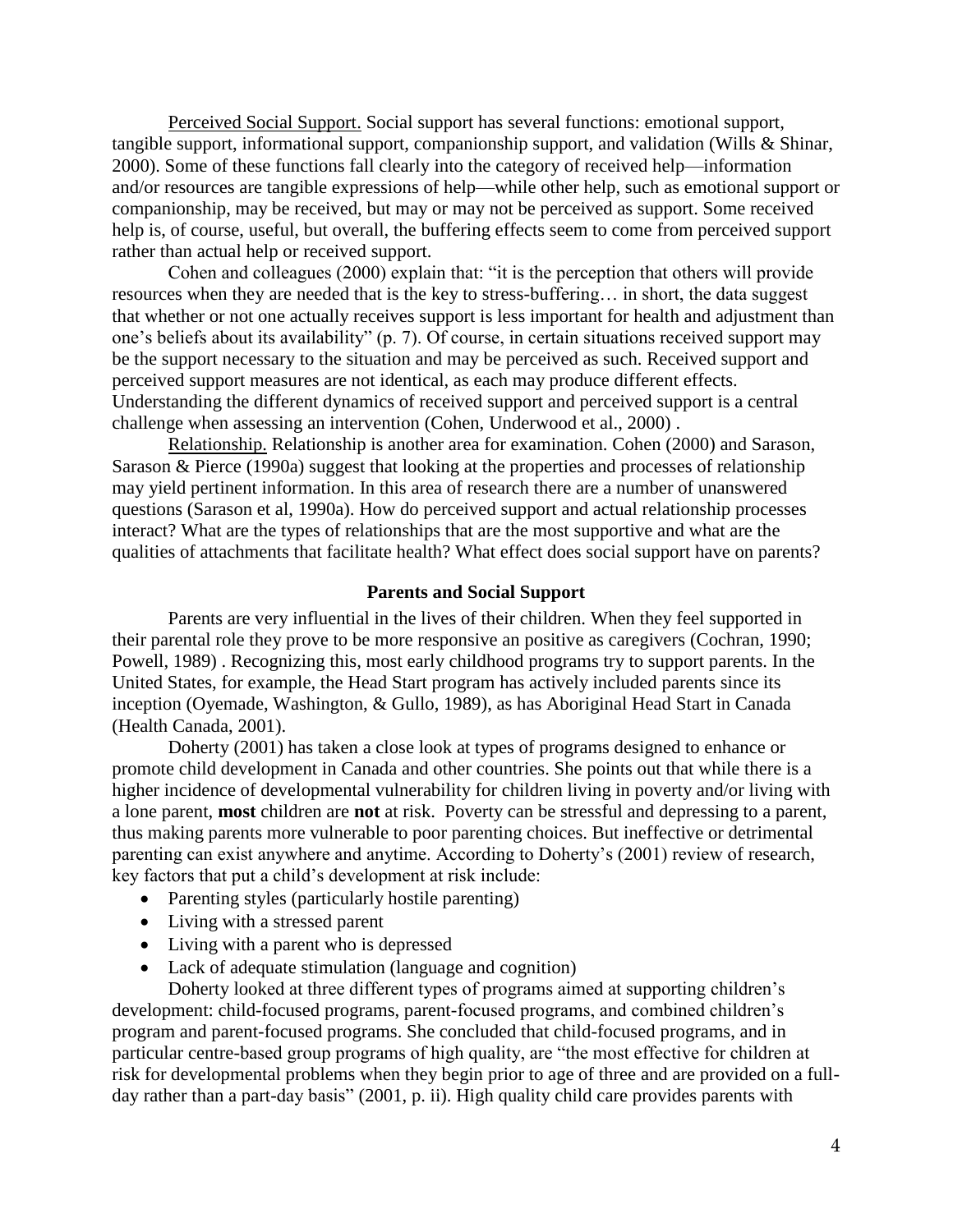Perceived Social Support. Social support has several functions: emotional support, tangible support, informational support, companionship support, and validation (Wills & Shinar, 2000). Some of these functions fall clearly into the category of received help—information and/or resources are tangible expressions of help—while other help, such as emotional support or companionship, may be received, but may or may not be perceived as support. Some received help is, of course, useful, but overall, the buffering effects seem to come from perceived support rather than actual help or received support.

Cohen and colleagues (2000) explain that: "it is the perception that others will provide resources when they are needed that is the key to stress-buffering… in short, the data suggest that whether or not one actually receives support is less important for health and adjustment than one's beliefs about its availability" (p. 7). Of course, in certain situations received support may be the support necessary to the situation and may be perceived as such. Received support and perceived support measures are not identical, as each may produce different effects. Understanding the different dynamics of received support and perceived support is a central challenge when assessing an intervention (Cohen, Underwood et al., 2000) .

Relationship. Relationship is another area for examination. Cohen (2000) and Sarason, Sarason & Pierce (1990a) suggest that looking at the properties and processes of relationship may yield pertinent information. In this area of research there are a number of unanswered questions (Sarason et al, 1990a). How do perceived support and actual relationship processes interact? What are the types of relationships that are the most supportive and what are the qualities of attachments that facilitate health? What effect does social support have on parents?

## Parents and Social Support

Parents are very influential in the lives of their children. When they feel supported in their parental role they prove to be more responsive an positive as caregivers (Cochran, 1990; Powell, 1989) . Recognizing this, most early childhood programs try to support parents. In the United States, for example, the Head Start program has actively included parents since its inception (Oyemade, Washington, & Gullo, 1989), as has Aboriginal Head Start in Canada (Health Canada, 2001).

Doherty (2001) has taken a close look at types of programs designed to enhance or promote child development in Canada and other countries. She points out that while there is a higher incidence of developmental vulnerability for children living in poverty and/or living with a lone parent, **most** children are **not** at risk. Poverty can be stressful and depressing to a parent, thus making parents more vulnerable to poor parenting choices. But ineffective or detrimental parenting can exist anywhere and anytime. According to Doherty's (2001) review of research, key factors that put a child's development at risk include:

- Parenting styles (particularly hostile parenting)
- Living with a stressed parent
- Living with a parent who is depressed
- Lack of adequate stimulation (language and cognition)

Doherty looked at three different types of programs aimed at supporting children's development: child-focused programs, parent-focused programs, and combined children's program and parent-focused programs. She concluded that child-focused programs, and in particular centre-based group programs of high quality, are "the most effective for children at risk for developmental problems when they begin prior to age of three and are provided on a full-day rather than a part-day basis" (2001, p. ii). High quality child care provides parents with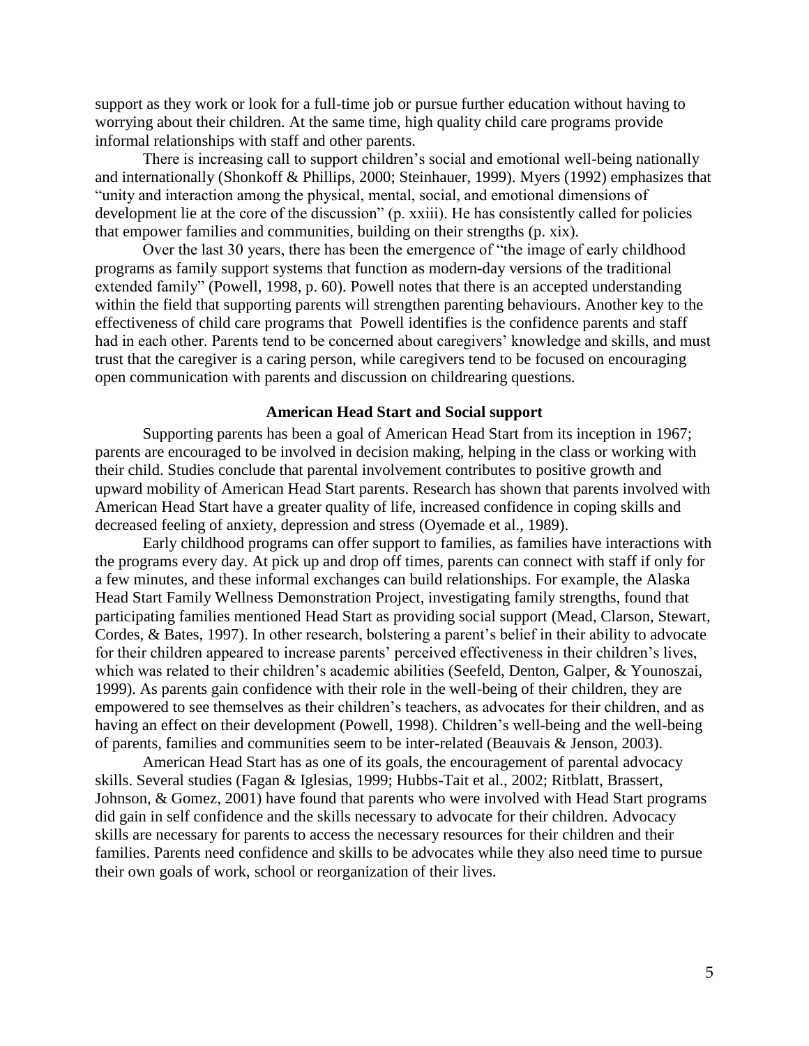support as they work or look for a full-time job or pursue further education without having to worrying about their children. At the same time, high quality child care programs provide informal relationships with staff and other parents.

There is increasing call to support children's social and emotional well-being nationally and internationally (Shonkoff & Phillips, 2000; Steinhauer, 1999). Myers (1992) emphasizes that "unity and interaction among the physical, mental, social, and emotional dimensions of development lie at the core of the discussion" (p. xxiii). He has consistently called for policies that empower families and communities, building on their strengths (p. xix).

Over the last 30 years, there has been the emergence of "the image of early childhood programs as family support systems that function as modern-day versions of the traditional extended family" (Powell, 1998, p. 60). Powell notes that there is an accepted understanding within the field that supporting parents will strengthen parenting behaviours. Another key to the effectiveness of child care programs that Powell identifies is the confidence parents and staff had in each other. Parents tend to be concerned about caregivers' knowledge and skills, and must trust that the caregiver is a caring person, while caregivers tend to be focused on encouraging open communication with parents and discussion on childrearing questions.

## American Head Start and Social support

Supporting parents has been a goal of American Head Start from its inception in 1967; parents are encouraged to be involved in decision making, helping in the class or working with their child. Studies conclude that parental involvement contributes to positive growth and upward mobility of American Head Start parents. Research has shown that parents involved with American Head Start have a greater quality of life, increased confidence in coping skills and decreased feeling of anxiety, depression and stress (Oyemade et al., 1989).

Early childhood programs can offer support to families, as families have interactions with the programs every day. At pick up and drop off times, parents can connect with staff if only for a few minutes, and these informal exchanges can build relationships. For example, the Alaska Head Start Family Wellness Demonstration Project, investigating family strengths, found that participating families mentioned Head Start as providing social support (Mead, Clarson, Stewart, Cordes, & Bates, 1997). In other research, bolstering a parent's belief in their ability to advocate for their children appeared to increase parents' perceived effectiveness in their children's lives, which was related to their children's academic abilities (Seefeld, Denton, Galper, & Younoszai, 1999). As parents gain confidence with their role in the well-being of their children, they are empowered to see themselves as their children's teachers, as advocates for their children, and as having an effect on their development (Powell, 1998). Children's well-being and the well-being of parents, families and communities seem to be inter-related (Beauvais & Jenson, 2003).

American Head Start has as one of its goals, the encouragement of parental advocacy skills. Several studies (Fagan & Iglesias, 1999; Hubbs-Tait et al., 2002; Ritblatt, Brassert, Johnson, & Gomez, 2001) have found that parents who were involved with Head Start programs did gain in self confidence and the skills necessary to advocate for their children. Advocacy skills are necessary for parents to access the necessary resources for their children and their families. Parents need confidence and skills to be advocates while they also need time to pursue their own goals of work, school or reorganization of their lives.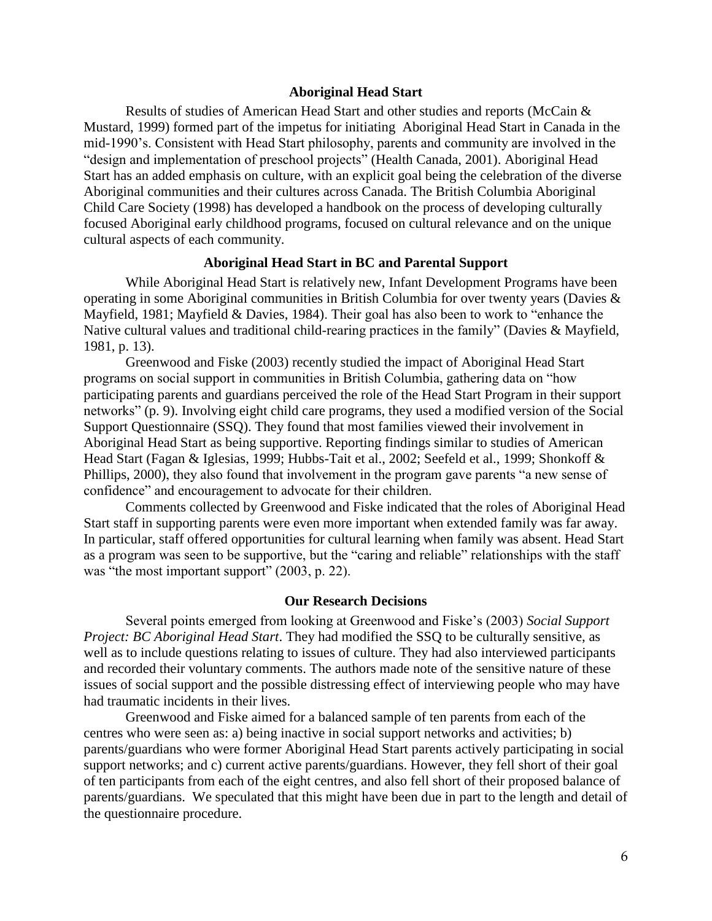## Aboriginal Head Start

Results of studies of American Head Start and other studies and reports (McCain & Mustard, 1999) formed part of the impetus for initiating Aboriginal Head Start in Canada in the mid-1990's. Consistent with Head Start philosophy, parents and community are involved in the "design and implementation of preschool projects" (Health Canada, 2001). Aboriginal Head Start has an added emphasis on culture, with an explicit goal being the celebration of the diverse Aboriginal communities and their cultures across Canada. The British Columbia Aboriginal Child Care Society (1998) has developed a handbook on the process of developing culturally focused Aboriginal early childhood programs, focused on cultural relevance and on the unique cultural aspects of each community.

## Aboriginal Head Start in BC and Parental Support

While Aboriginal Head Start is relatively new, Infant Development Programs have been operating in some Aboriginal communities in British Columbia for over twenty years (Davies & Mayfield, 1981; Mayfield & Davies, 1984). Their goal has also been to work to "enhance the Native cultural values and traditional child-rearing practices in the family" (Davies & Mayfield, 1981, p. 13).

Greenwood and Fiske (2003) recently studied the impact of Aboriginal Head Start programs on social support in communities in British Columbia, gathering data on "how participating parents and guardians perceived the role of the Head Start Program in their support networks" (p. 9). Involving eight child care programs, they used a modified version of the Social Support Questionnaire (SSQ). They found that most families viewed their involvement in Aboriginal Head Start as being supportive. Reporting findings similar to studies of American Head Start (Fagan & Iglesias, 1999; Hubbs-Tait et al., 2002; Seefeld et al., 1999; Shonkoff & Phillips, 2000), they also found that involvement in the program gave parents "a new sense of confidence" and encouragement to advocate for their children.

Comments collected by Greenwood and Fiske indicated that the roles of Aboriginal Head Start staff in supporting parents were even more important when extended family was far away. In particular, staff offered opportunities for cultural learning when family was absent. Head Start as a program was seen to be supportive, but the "caring and reliable" relationships with the staff was "the most important support" (2003, p. 22).

## Our Research Decisions

Several points emerged from looking at Greenwood and Fiske's (2003) *Social Support Project: BC Aboriginal Head Start*. They had modified the SSQ to be culturally sensitive, as well as to include questions relating to issues of culture. They had also interviewed participants and recorded their voluntary comments. The authors made note of the sensitive nature of these issues of social support and the possible distressing effect of interviewing people who may have had traumatic incidents in their lives.

Greenwood and Fiske aimed for a balanced sample of ten parents from each of the centres who were seen as: a) being inactive in social support networks and activities; b) parents/guardians who were former Aboriginal Head Start parents actively participating in social support networks; and c) current active parents/guardians. However, they fell short of their goal of ten participants from each of the eight centres, and also fell short of their proposed balance of parents/guardians. We speculated that this might have been due in part to the length and detail of the questionnaire procedure.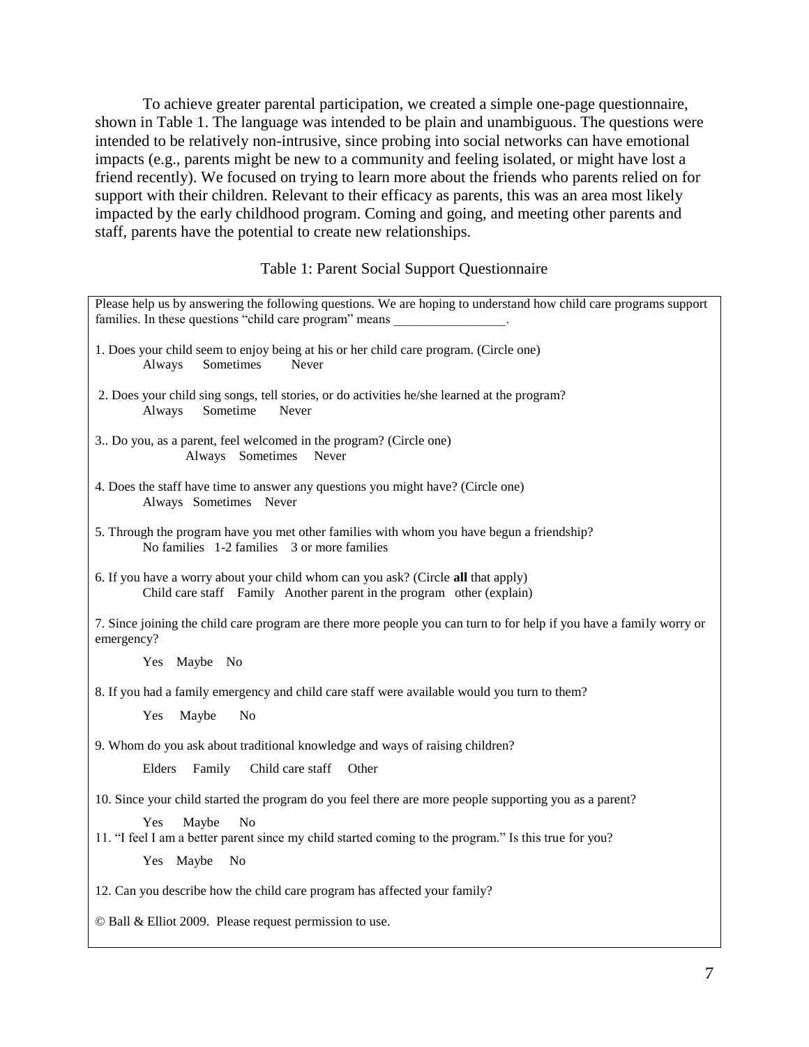To achieve greater parental participation, we created a simple one-page questionnaire, shown in Table 1. The language was intended to be plain and unambiguous. The questions were intended to be relatively non-intrusive, since probing into social networks can have emotional impacts (e.g., parents might be new to a community and feeling isolated, or might have lost a friend recently). We focused on trying to learn more about the friends who parents relied on for support with their children. Relevant to their efficacy as parents, this was an area most likely impacted by the early childhood program. Coming and going, and meeting other parents and staff, parents have the potential to create new relationships.

Table 1: Parent Social Support Questionnaire

Please help us by answering the following questions. We are hoping to understand how child care programs support families. In these questions "child care program" means _________________.

1. Does your child seem to enjoy being at his or her child care program. (Circle one)
   Always   Sometimes   Never

2. Does your child sing songs, tell stories, or do activities he/she learned at the program?
   Always   Sometime   Never

3.. Do you, as a parent, feel welcomed in the program? (Circle one)
   Always   Sometimes   Never

4. Does the staff have time to answer any questions you might have? (Circle one)
   Always   Sometimes   Never

5. Through the program have you met other families with whom you have begun a friendship?
   No families   1-2 families   3 or more families

6. If you have a worry about your child whom can you ask? (Circle **all** that apply)
   Child care staff   Family   Another parent in the program   other (explain)

7. Since joining the child care program are there more people you can turn to for help if you have a family worry or emergency?

   Yes   Maybe   No

8. If you had a family emergency and child care staff were available would you turn to them?

   Yes   Maybe   No

9. Whom do you ask about traditional knowledge and ways of raising children?

   Elders   Family   Child care staff   Other

10. Since your child started the program do you feel there are more people supporting you as a parent?

   Yes   Maybe   No

11. "I feel I am a better parent since my child started coming to the program." Is this true for you?

   Yes   Maybe   No

12. Can you describe how the child care program has affected your family?

© Ball & Elliot 2009. Please request permission to use.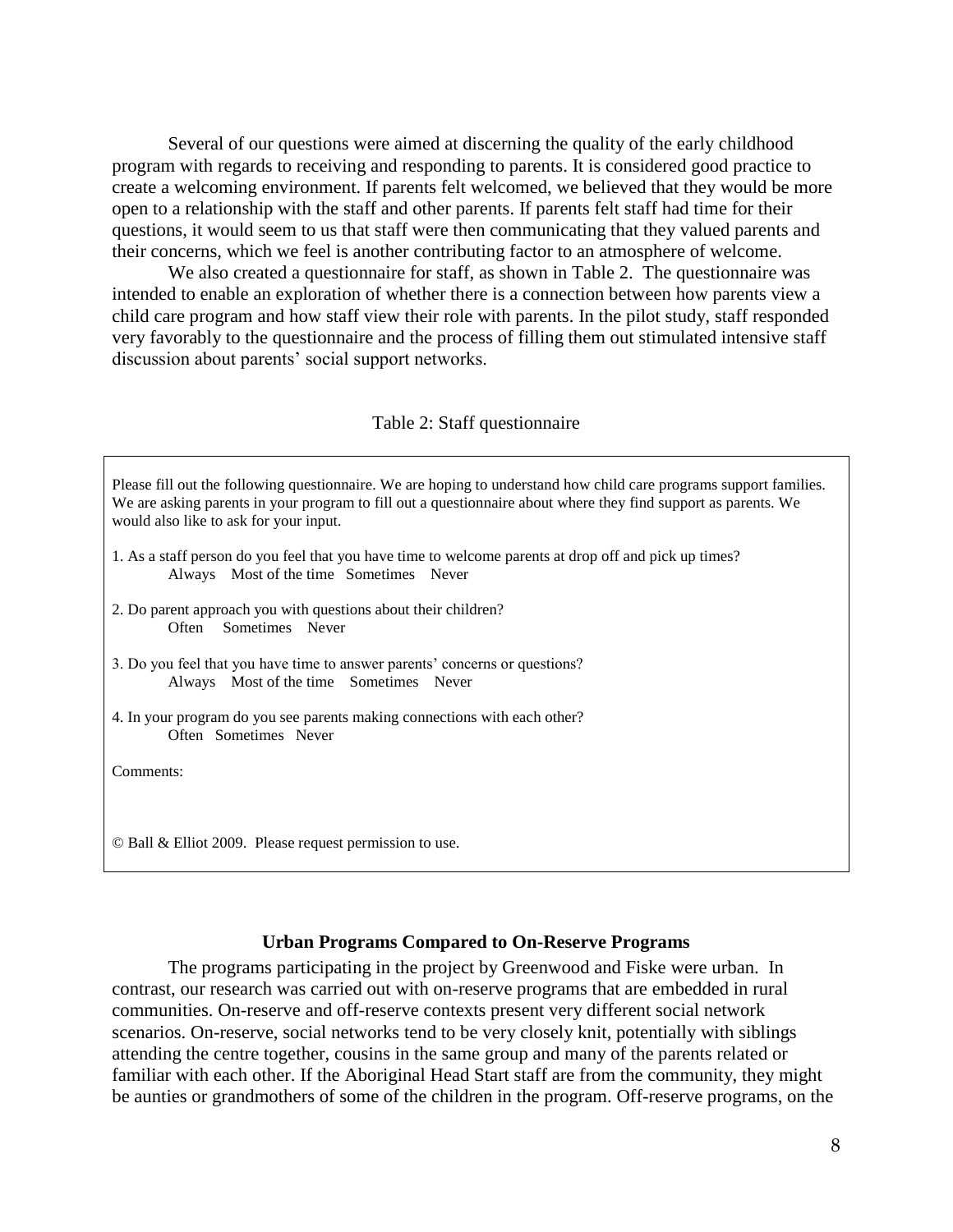Several of our questions were aimed at discerning the quality of the early childhood program with regards to receiving and responding to parents. It is considered good practice to create a welcoming environment. If parents felt welcomed, we believed that they would be more open to a relationship with the staff and other parents. If parents felt staff had time for their questions, it would seem to us that staff were then communicating that they valued parents and their concerns, which we feel is another contributing factor to an atmosphere of welcome.

We also created a questionnaire for staff, as shown in Table 2. The questionnaire was intended to enable an exploration of whether there is a connection between how parents view a child care program and how staff view their role with parents. In the pilot study, staff responded very favorably to the questionnaire and the process of filling them out stimulated intensive staff discussion about parents' social support networks.

Table 2: Staff questionnaire

Please fill out the following questionnaire. We are hoping to understand how child care programs support families. We are asking parents in your program to fill out a questionnaire about where they find support as parents. We would also like to ask for your input.

1. As a staff person do you feel that you have time to welcome parents at drop off and pick up times?
   Always   Most of the time   Sometimes   Never

2. Do parent approach you with questions about their children?
   Often   Sometimes   Never

3. Do you feel that you have time to answer parents' concerns or questions?
   Always   Most of the time   Sometimes   Never

4. In your program do you see parents making connections with each other?
   Often   Sometimes   Never

Comments:

© Ball & Elliot 2009. Please request permission to use.

### Urban Programs Compared to On-Reserve Programs

The programs participating in the project by Greenwood and Fiske were urban. In contrast, our research was carried out with on-reserve programs that are embedded in rural communities. On-reserve and off-reserve contexts present very different social network scenarios. On-reserve, social networks tend to be very closely knit, potentially with siblings attending the centre together, cousins in the same group and many of the parents related or familiar with each other. If the Aboriginal Head Start staff are from the community, they might be aunties or grandmothers of some of the children in the program. Off-reserve programs, on the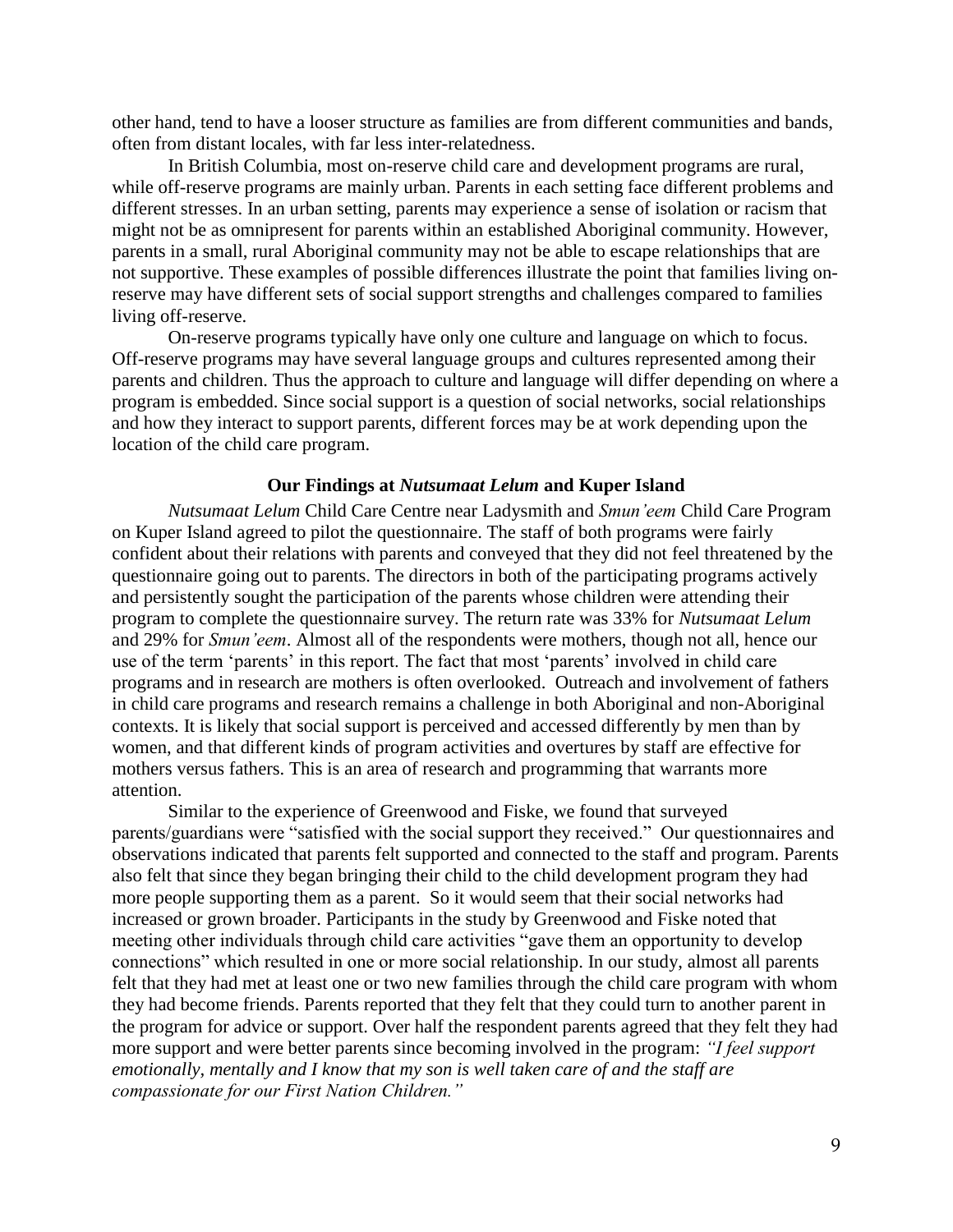other hand, tend to have a looser structure as families are from different communities and bands, often from distant locales, with far less inter-relatedness.

In British Columbia, most on-reserve child care and development programs are rural, while off-reserve programs are mainly urban. Parents in each setting face different problems and different stresses. In an urban setting, parents may experience a sense of isolation or racism that might not be as omnipresent for parents within an established Aboriginal community. However, parents in a small, rural Aboriginal community may not be able to escape relationships that are not supportive. These examples of possible differences illustrate the point that families living on-reserve may have different sets of social support strengths and challenges compared to families living off-reserve.

On-reserve programs typically have only one culture and language on which to focus. Off-reserve programs may have several language groups and cultures represented among their parents and children. Thus the approach to culture and language will differ depending on where a program is embedded. Since social support is a question of social networks, social relationships and how they interact to support parents, different forces may be at work depending upon the location of the child care program.

### Our Findings at *Nutsumaat Lelum* and Kuper Island

*Nutsumaat Lelum* Child Care Centre near Ladysmith and *Smun'eem* Child Care Program on Kuper Island agreed to pilot the questionnaire. The staff of both programs were fairly confident about their relations with parents and conveyed that they did not feel threatened by the questionnaire going out to parents. The directors in both of the participating programs actively and persistently sought the participation of the parents whose children were attending their program to complete the questionnaire survey. The return rate was 33% for *Nutsumaat Lelum* and 29% for *Smun'eem*. Almost all of the respondents were mothers, though not all, hence our use of the term 'parents' in this report. The fact that most 'parents' involved in child care programs and in research are mothers is often overlooked. Outreach and involvement of fathers in child care programs and research remains a challenge in both Aboriginal and non-Aboriginal contexts. It is likely that social support is perceived and accessed differently by men than by women, and that different kinds of program activities and overtures by staff are effective for mothers versus fathers. This is an area of research and programming that warrants more attention.

Similar to the experience of Greenwood and Fiske, we found that surveyed parents/guardians were "satisfied with the social support they received." Our questionnaires and observations indicated that parents felt supported and connected to the staff and program. Parents also felt that since they began bringing their child to the child development program they had more people supporting them as a parent. So it would seem that their social networks had increased or grown broader. Participants in the study by Greenwood and Fiske noted that meeting other individuals through child care activities "gave them an opportunity to develop connections" which resulted in one or more social relationship. In our study, almost all parents felt that they had met at least one or two new families through the child care program with whom they had become friends. Parents reported that they felt that they could turn to another parent in the program for advice or support. Over half the respondent parents agreed that they felt they had more support and were better parents since becoming involved in the program: *"I feel support emotionally, mentally and I know that my son is well taken care of and the staff are compassionate for our First Nation Children."*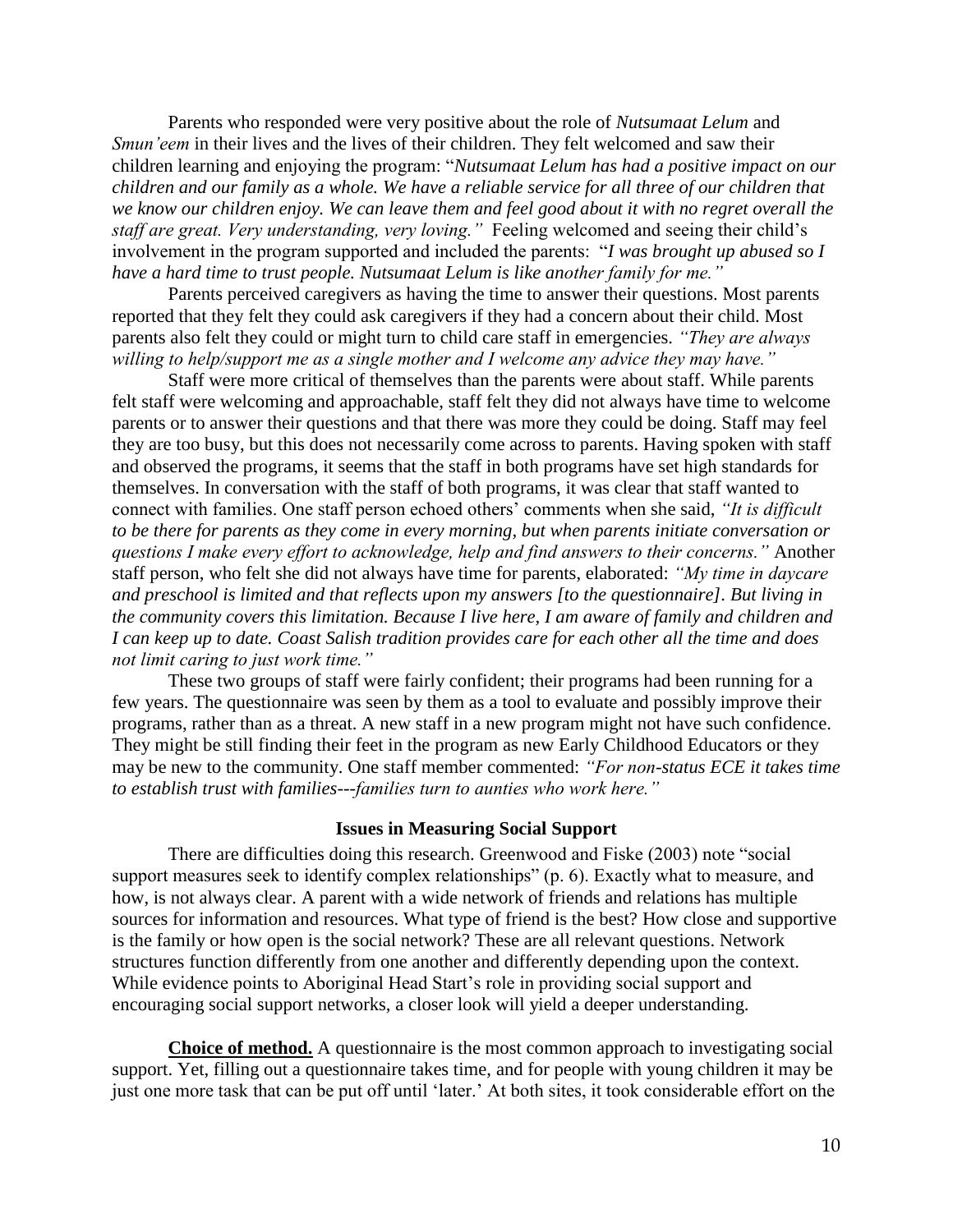Parents who responded were very positive about the role of *Nutsumaat Lelum* and *Smun'eem* in their lives and the lives of their children. They felt welcomed and saw their children learning and enjoying the program: "*Nutsumaat Lelum has had a positive impact on our children and our family as a whole. We have a reliable service for all three of our children that we know our children enjoy. We can leave them and feel good about it with no regret overall the staff are great. Very understanding, very loving."* Feeling welcomed and seeing their child's involvement in the program supported and included the parents: "*I was brought up abused so I have a hard time to trust people. Nutsumaat Lelum is like another family for me."*

Parents perceived caregivers as having the time to answer their questions. Most parents reported that they felt they could ask caregivers if they had a concern about their child. Most parents also felt they could or might turn to child care staff in emergencies. *"They are always willing to help/support me as a single mother and I welcome any advice they may have."*

Staff were more critical of themselves than the parents were about staff. While parents felt staff were welcoming and approachable, staff felt they did not always have time to welcome parents or to answer their questions and that there was more they could be doing. Staff may feel they are too busy, but this does not necessarily come across to parents. Having spoken with staff and observed the programs, it seems that the staff in both programs have set high standards for themselves. In conversation with the staff of both programs, it was clear that staff wanted to connect with families. One staff person echoed others' comments when she said, *"It is difficult to be there for parents as they come in every morning, but when parents initiate conversation or questions I make every effort to acknowledge, help and find answers to their concerns."* Another staff person, who felt she did not always have time for parents, elaborated: *"My time in daycare and preschool is limited and that reflects upon my answers [to the questionnaire]. But living in the community covers this limitation. Because I live here, I am aware of family and children and I can keep up to date. Coast Salish tradition provides care for each other all the time and does not limit caring to just work time."*

These two groups of staff were fairly confident; their programs had been running for a few years. The questionnaire was seen by them as a tool to evaluate and possibly improve their programs, rather than as a threat. A new staff in a new program might not have such confidence. They might be still finding their feet in the program as new Early Childhood Educators or they may be new to the community. One staff member commented: *"For non-status ECE it takes time to establish trust with families---families turn to aunties who work here."*

## Issues in Measuring Social Support

There are difficulties doing this research. Greenwood and Fiske (2003) note "social support measures seek to identify complex relationships" (p. 6). Exactly what to measure, and how, is not always clear. A parent with a wide network of friends and relations has multiple sources for information and resources. What type of friend is the best? How close and supportive is the family or how open is the social network? These are all relevant questions. Network structures function differently from one another and differently depending upon the context. While evidence points to Aboriginal Head Start's role in providing social support and encouraging social support networks, a closer look will yield a deeper understanding.

**Choice of method.** A questionnaire is the most common approach to investigating social support. Yet, filling out a questionnaire takes time, and for people with young children it may be just one more task that can be put off until 'later.' At both sites, it took considerable effort on the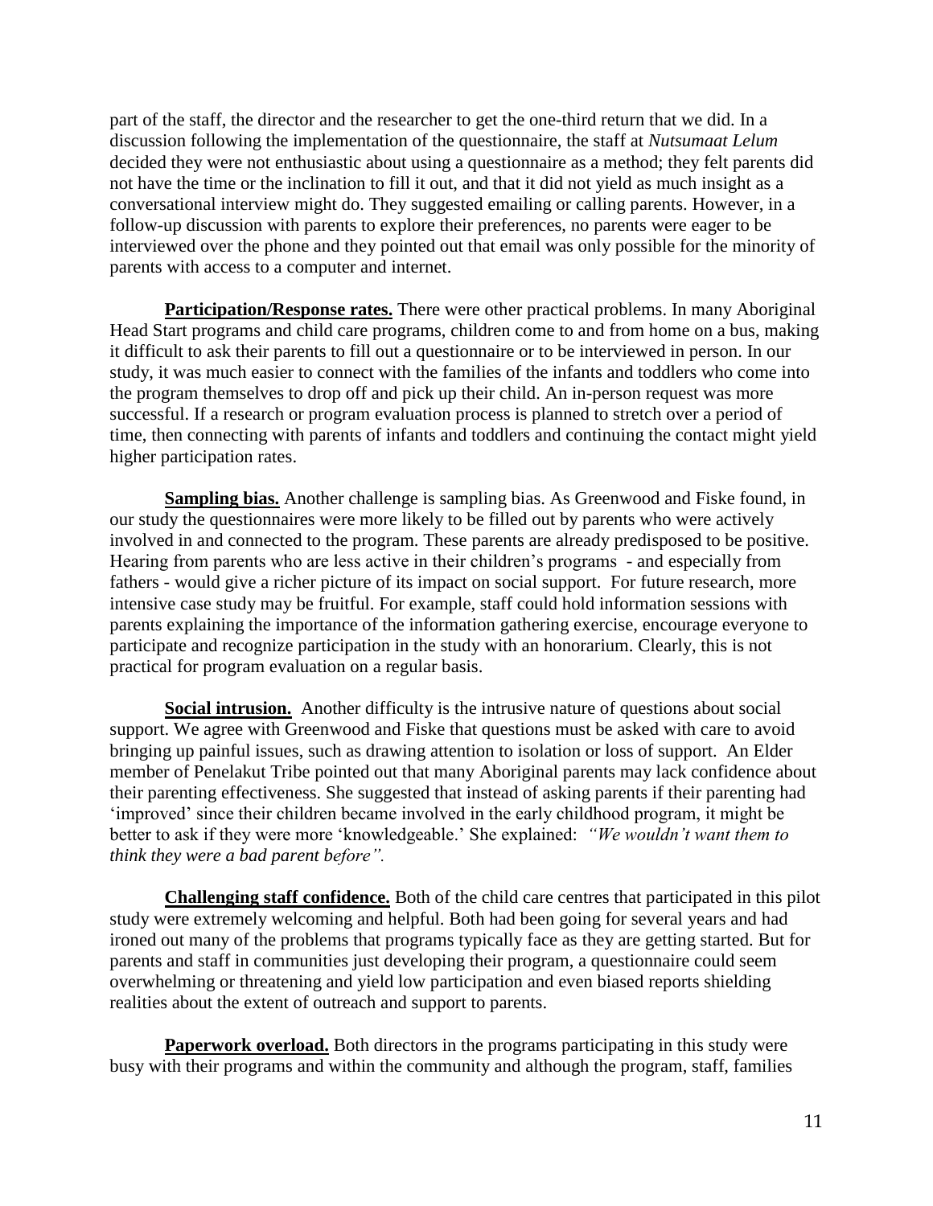part of the staff, the director and the researcher to get the one-third return that we did. In a discussion following the implementation of the questionnaire, the staff at *Nutsumaat Lelum* decided they were not enthusiastic about using a questionnaire as a method; they felt parents did not have the time or the inclination to fill it out, and that it did not yield as much insight as a conversational interview might do. They suggested emailing or calling parents. However, in a follow-up discussion with parents to explore their preferences, no parents were eager to be interviewed over the phone and they pointed out that email was only possible for the minority of parents with access to a computer and internet.

**Participation/Response rates.** There were other practical problems. In many Aboriginal Head Start programs and child care programs, children come to and from home on a bus, making it difficult to ask their parents to fill out a questionnaire or to be interviewed in person. In our study, it was much easier to connect with the families of the infants and toddlers who come into the program themselves to drop off and pick up their child. An in-person request was more successful. If a research or program evaluation process is planned to stretch over a period of time, then connecting with parents of infants and toddlers and continuing the contact might yield higher participation rates.

**Sampling bias.** Another challenge is sampling bias. As Greenwood and Fiske found, in our study the questionnaires were more likely to be filled out by parents who were actively involved in and connected to the program. These parents are already predisposed to be positive. Hearing from parents who are less active in their children's programs - and especially from fathers - would give a richer picture of its impact on social support. For future research, more intensive case study may be fruitful. For example, staff could hold information sessions with parents explaining the importance of the information gathering exercise, encourage everyone to participate and recognize participation in the study with an honorarium. Clearly, this is not practical for program evaluation on a regular basis.

**Social intrusion.** Another difficulty is the intrusive nature of questions about social support. We agree with Greenwood and Fiske that questions must be asked with care to avoid bringing up painful issues, such as drawing attention to isolation or loss of support. An Elder member of Penelakut Tribe pointed out that many Aboriginal parents may lack confidence about their parenting effectiveness. She suggested that instead of asking parents if their parenting had 'improved' since their children became involved in the early childhood program, it might be better to ask if they were more 'knowledgeable.' She explained: *"We wouldn't want them to think they were a bad parent before".*

**Challenging staff confidence.** Both of the child care centres that participated in this pilot study were extremely welcoming and helpful. Both had been going for several years and had ironed out many of the problems that programs typically face as they are getting started. But for parents and staff in communities just developing their program, a questionnaire could seem overwhelming or threatening and yield low participation and even biased reports shielding realities about the extent of outreach and support to parents.

**Paperwork overload.** Both directors in the programs participating in this study were busy with their programs and within the community and although the program, staff, families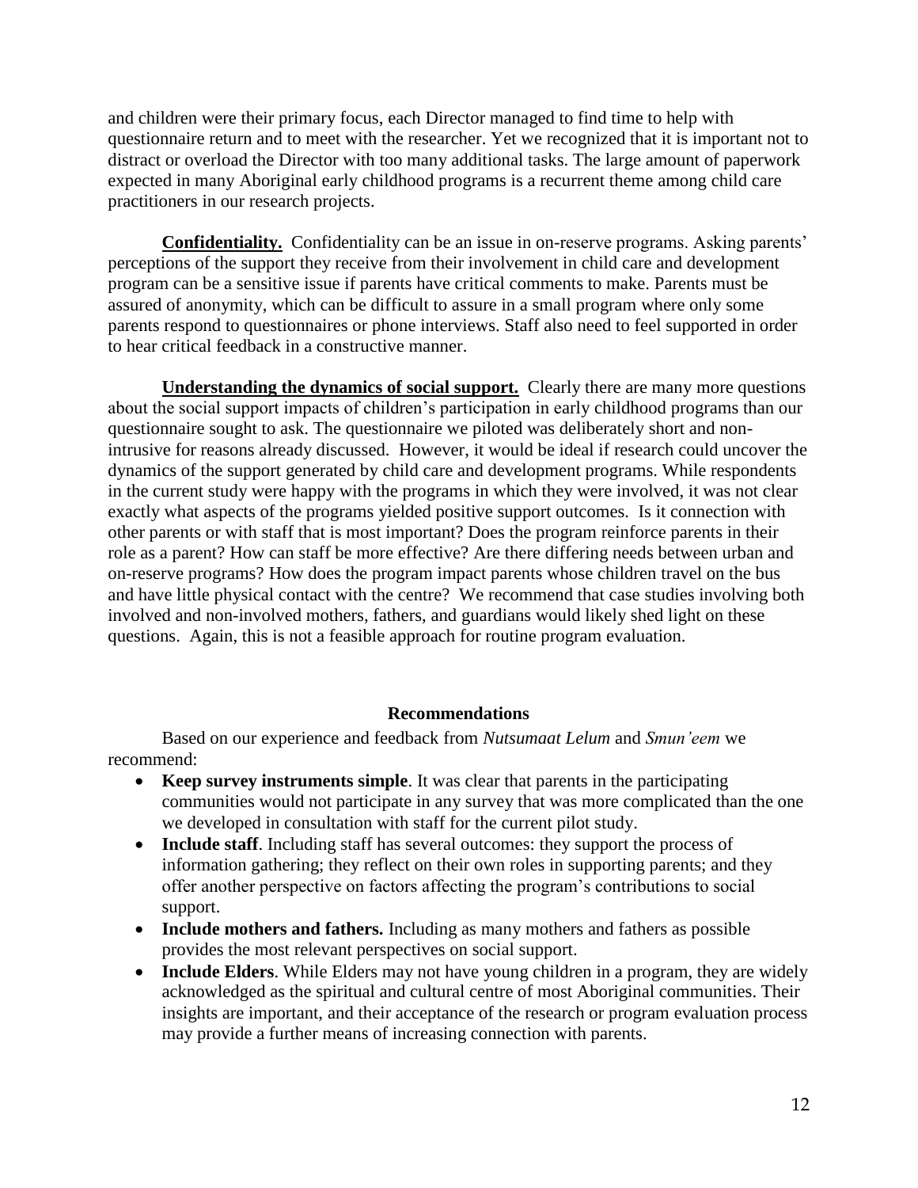and children were their primary focus, each Director managed to find time to help with questionnaire return and to meet with the researcher. Yet we recognized that it is important not to distract or overload the Director with too many additional tasks. The large amount of paperwork expected in many Aboriginal early childhood programs is a recurrent theme among child care practitioners in our research projects.

**Confidentiality.** Confidentiality can be an issue in on-reserve programs. Asking parents' perceptions of the support they receive from their involvement in child care and development program can be a sensitive issue if parents have critical comments to make. Parents must be assured of anonymity, which can be difficult to assure in a small program where only some parents respond to questionnaires or phone interviews. Staff also need to feel supported in order to hear critical feedback in a constructive manner.

**Understanding the dynamics of social support.** Clearly there are many more questions about the social support impacts of children's participation in early childhood programs than our questionnaire sought to ask. The questionnaire we piloted was deliberately short and non-intrusive for reasons already discussed. However, it would be ideal if research could uncover the dynamics of the support generated by child care and development programs. While respondents in the current study were happy with the programs in which they were involved, it was not clear exactly what aspects of the programs yielded positive support outcomes. Is it connection with other parents or with staff that is most important? Does the program reinforce parents in their role as a parent? How can staff be more effective? Are there differing needs between urban and on-reserve programs? How does the program impact parents whose children travel on the bus and have little physical contact with the centre? We recommend that case studies involving both involved and non-involved mothers, fathers, and guardians would likely shed light on these questions. Again, this is not a feasible approach for routine program evaluation.

## Recommendations

Based on our experience and feedback from *Nutsumaat Lelum* and *Smun'eem* we recommend:

- **Keep survey instruments simple**. It was clear that parents in the participating communities would not participate in any survey that was more complicated than the one we developed in consultation with staff for the current pilot study.
- **Include staff**. Including staff has several outcomes: they support the process of information gathering; they reflect on their own roles in supporting parents; and they offer another perspective on factors affecting the program's contributions to social support.
- **Include mothers and fathers.** Including as many mothers and fathers as possible provides the most relevant perspectives on social support.
- **Include Elders**. While Elders may not have young children in a program, they are widely acknowledged as the spiritual and cultural centre of most Aboriginal communities. Their insights are important, and their acceptance of the research or program evaluation process may provide a further means of increasing connection with parents.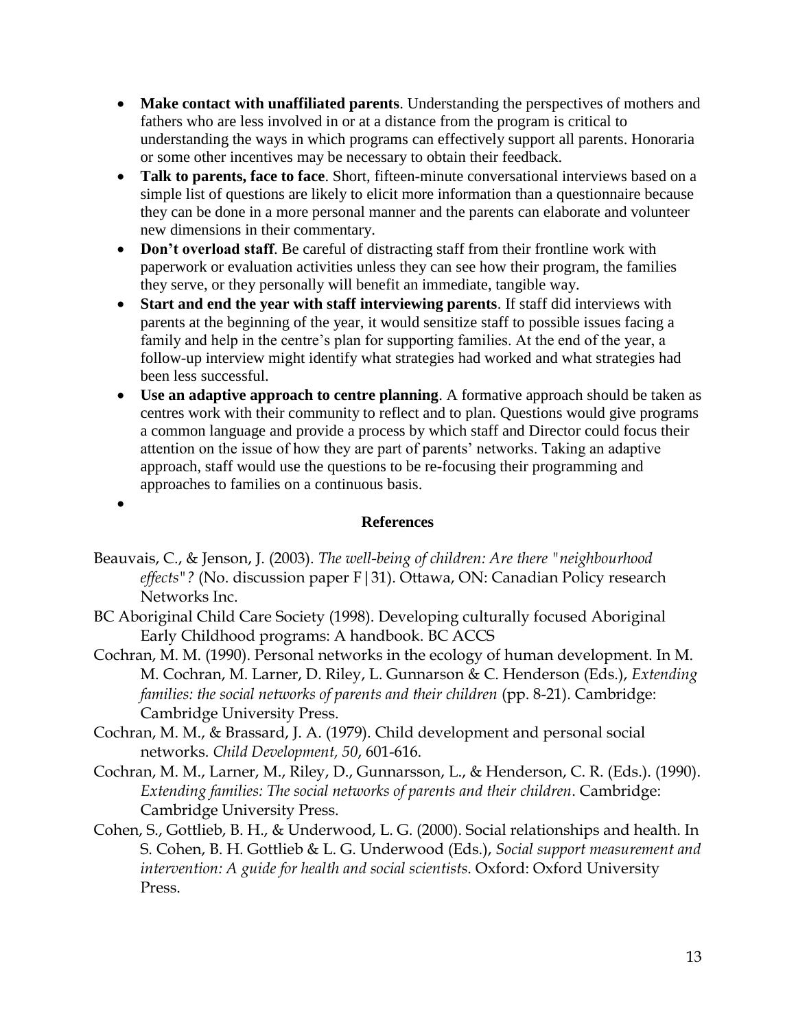- **Make contact with unaffiliated parents**. Understanding the perspectives of mothers and fathers who are less involved in or at a distance from the program is critical to understanding the ways in which programs can effectively support all parents. Honoraria or some other incentives may be necessary to obtain their feedback.
- **Talk to parents, face to face**. Short, fifteen-minute conversational interviews based on a simple list of questions are likely to elicit more information than a questionnaire because they can be done in a more personal manner and the parents can elaborate and volunteer new dimensions in their commentary.
- **Don't overload staff**. Be careful of distracting staff from their frontline work with paperwork or evaluation activities unless they can see how their program, the families they serve, or they personally will benefit an immediate, tangible way.
- **Start and end the year with staff interviewing parents**. If staff did interviews with parents at the beginning of the year, it would sensitize staff to possible issues facing a family and help in the centre's plan for supporting families. At the end of the year, a follow-up interview might identify what strategies had worked and what strategies had been less successful.
- **Use an adaptive approach to centre planning**. A formative approach should be taken as centres work with their community to reflect and to plan. Questions would give programs a common language and provide a process by which staff and Director could focus their attention on the issue of how they are part of parents' networks. Taking an adaptive approach, staff would use the questions to be re-focusing their programming and approaches to families on a continuous basis.

## References

Beauvais, C., & Jenson, J. (2003). *The well-being of children: Are there "neighbourhood effects"?* (No. discussion paper F|31). Ottawa, ON: Canadian Policy research Networks Inc.

BC Aboriginal Child Care Society (1998). Developing culturally focused Aboriginal Early Childhood programs: A handbook. BC ACCS

Cochran, M. M. (1990). Personal networks in the ecology of human development. In M. M. Cochran, M. Larner, D. Riley, L. Gunnarson & C. Henderson (Eds.), *Extending families: the social networks of parents and their children* (pp. 8-21). Cambridge: Cambridge University Press.

Cochran, M. M., & Brassard, J. A. (1979). Child development and personal social networks. *Child Development, 50*, 601-616.

Cochran, M. M., Larner, M., Riley, D., Gunnarsson, L., & Henderson, C. R. (Eds.). (1990). *Extending families: The social networks of parents and their children*. Cambridge: Cambridge University Press.

Cohen, S., Gottlieb, B. H., & Underwood, L. G. (2000). Social relationships and health. In S. Cohen, B. H. Gottlieb & L. G. Underwood (Eds.), *Social support measurement and intervention: A guide for health and social scientists*. Oxford: Oxford University Press.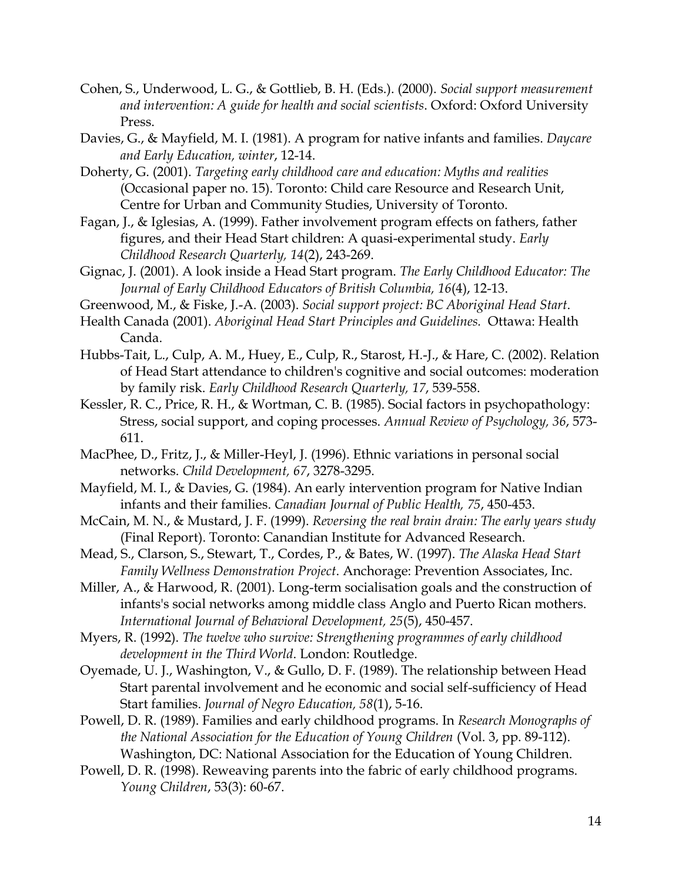Cohen, S., Underwood, L. G., & Gottlieb, B. H. (Eds.). (2000). *Social support measurement and intervention: A guide for health and social scientists*. Oxford: Oxford University Press.

Davies, G., & Mayfield, M. I. (1981). A program for native infants and families. *Daycare and Early Education, winter*, 12-14.

Doherty, G. (2001). *Targeting early childhood care and education: Myths and realities* (Occasional paper no. 15). Toronto: Child care Resource and Research Unit, Centre for Urban and Community Studies, University of Toronto.

Fagan, J., & Iglesias, A. (1999). Father involvement program effects on fathers, father figures, and their Head Start children: A quasi-experimental study. *Early Childhood Research Quarterly, 14*(2), 243-269.

Gignac, J. (2001). A look inside a Head Start program. *The Early Childhood Educator: The Journal of Early Childhood Educators of British Columbia, 16*(4), 12-13.

Greenwood, M., & Fiske, J.-A. (2003). *Social support project: BC Aboriginal Head Start*.

Health Canada (2001). *Aboriginal Head Start Principles and Guidelines.* Ottawa: Health Canda.

Hubbs-Tait, L., Culp, A. M., Huey, E., Culp, R., Starost, H.-J., & Hare, C. (2002). Relation of Head Start attendance to children's cognitive and social outcomes: moderation by family risk. *Early Childhood Research Quarterly, 17*, 539-558.

Kessler, R. C., Price, R. H., & Wortman, C. B. (1985). Social factors in psychopathology: Stress, social support, and coping processes. *Annual Review of Psychology, 36*, 573-611.

MacPhee, D., Fritz, J., & Miller-Heyl, J. (1996). Ethnic variations in personal social networks. *Child Development, 67*, 3278-3295.

Mayfield, M. I., & Davies, G. (1984). An early intervention program for Native Indian infants and their families. *Canadian Journal of Public Health, 75*, 450-453.

McCain, M. N., & Mustard, J. F. (1999). *Reversing the real brain drain: The early years study* (Final Report). Toronto: Canandian Institute for Advanced Research.

Mead, S., Clarson, S., Stewart, T., Cordes, P., & Bates, W. (1997). *The Alaska Head Start Family Wellness Demonstration Project*. Anchorage: Prevention Associates, Inc.

Miller, A., & Harwood, R. (2001). Long-term socialisation goals and the construction of infants's social networks among middle class Anglo and Puerto Rican mothers. *International Journal of Behavioral Development, 25*(5), 450-457.

Myers, R. (1992). *The twelve who survive: Strengthening programmes of early childhood development in the Third World*. London: Routledge.

Oyemade, U. J., Washington, V., & Gullo, D. F. (1989). The relationship between Head Start parental involvement and he economic and social self-sufficiency of Head Start families. *Journal of Negro Education, 58*(1), 5-16.

Powell, D. R. (1989). Families and early childhood programs. In *Research Monographs of the National Association for the Education of Young Children* (Vol. 3, pp. 89-112). Washington, DC: National Association for the Education of Young Children.

Powell, D. R. (1998). Reweaving parents into the fabric of early childhood programs. *Young Children*, 53(3): 60-67.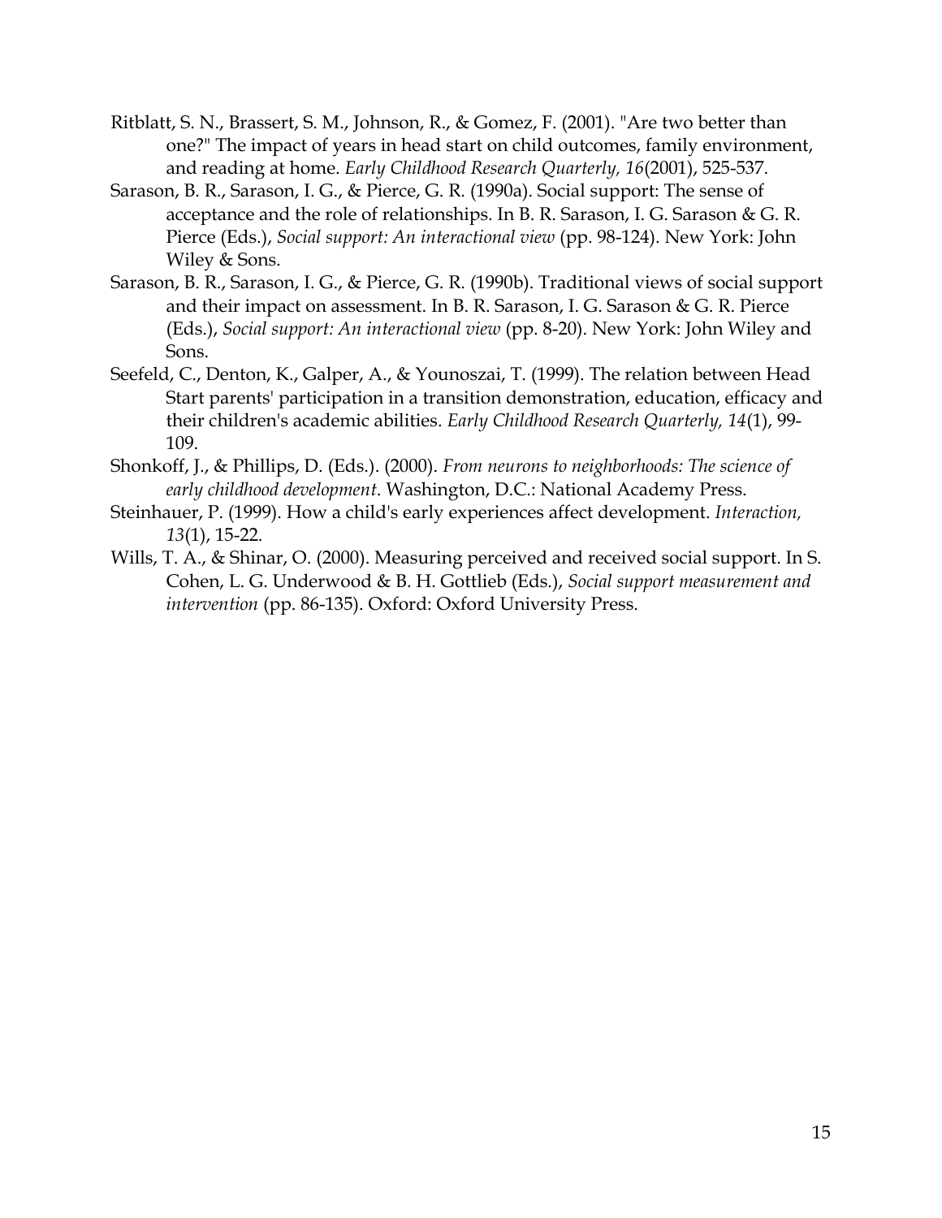Ritblatt, S. N., Brassert, S. M., Johnson, R., & Gomez, F. (2001). "Are two better than one?" The impact of years in head start on child outcomes, family environment, and reading at home. *Early Childhood Research Quarterly, 16*(2001), 525-537.

Sarason, B. R., Sarason, I. G., & Pierce, G. R. (1990a). Social support: The sense of acceptance and the role of relationships. In B. R. Sarason, I. G. Sarason & G. R. Pierce (Eds.), *Social support: An interactional view* (pp. 98-124). New York: John Wiley & Sons.

Sarason, B. R., Sarason, I. G., & Pierce, G. R. (1990b). Traditional views of social support and their impact on assessment. In B. R. Sarason, I. G. Sarason & G. R. Pierce (Eds.), *Social support: An interactional view* (pp. 8-20). New York: John Wiley and Sons.

Seefeld, C., Denton, K., Galper, A., & Younoszai, T. (1999). The relation between Head Start parents' participation in a transition demonstration, education, efficacy and their children's academic abilities. *Early Childhood Research Quarterly, 14*(1), 99-109.

Shonkoff, J., & Phillips, D. (Eds.). (2000). *From neurons to neighborhoods: The science of early childhood development*. Washington, D.C.: National Academy Press.

Steinhauer, P. (1999). How a child's early experiences affect development. *Interaction, 13*(1), 15-22.

Wills, T. A., & Shinar, O. (2000). Measuring perceived and received social support. In S. Cohen, L. G. Underwood & B. H. Gottlieb (Eds.), *Social support measurement and intervention* (pp. 86-135). Oxford: Oxford University Press.